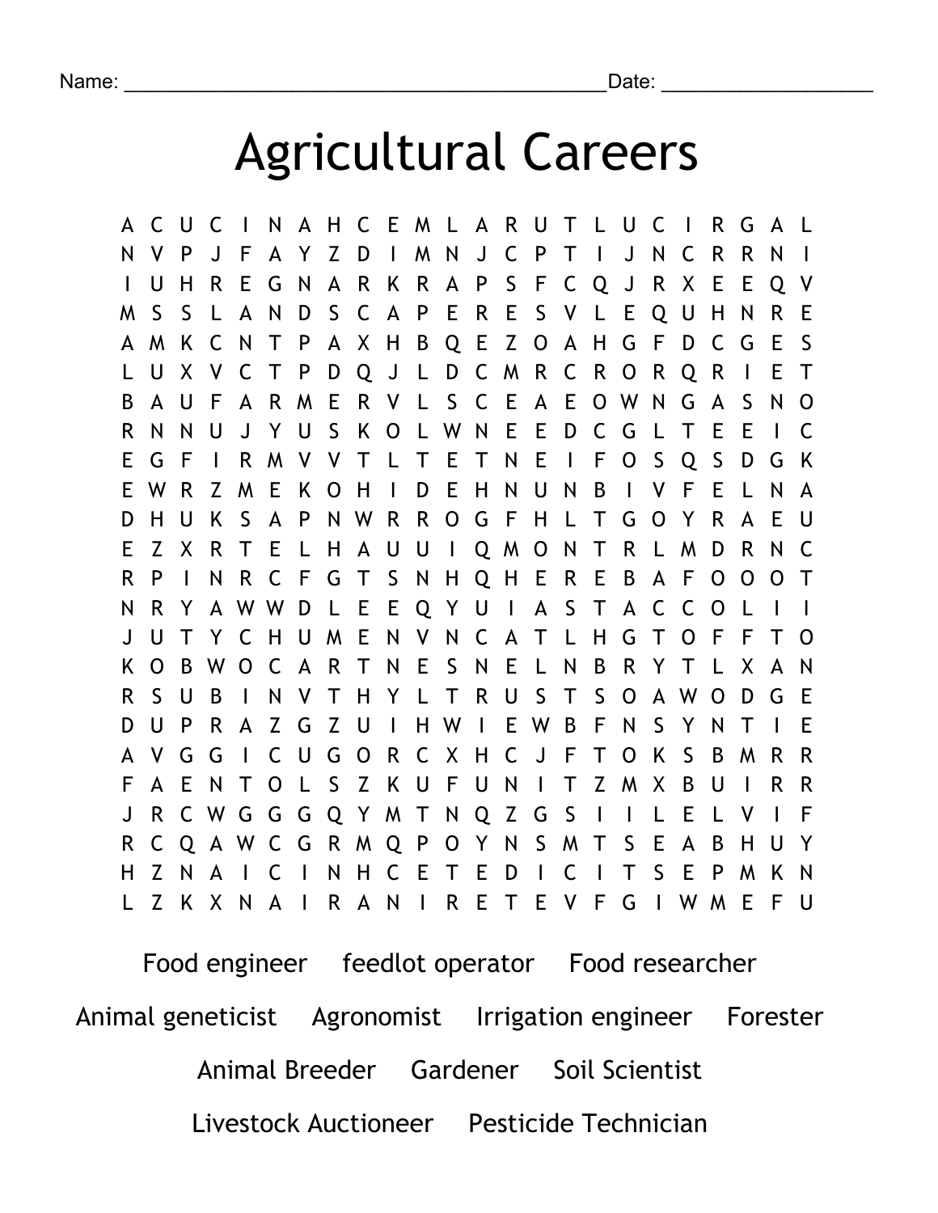Name: ___________________________________________Date: ___________________

# Agricultural Careers

```
A C U C I N A H C E M L A R U T L U C I R G A L
N V P J F A Y Z D I M N J C P T I J N C R R N I
I U H R E G N A R K R A P S F C Q J R X E E Q V
M S S L A N D S C A P E R E S V L E Q U H N R E
A M K C N T P A X H B Q E Z O A H G F D C G E S
L U X V C T P D Q J L D C M R C R O R Q R I E T
B A U F A R M E R V L S C E A E O W N G A S N O
R N N U J Y U S K O L W N E E D C G L T E E I C
E G F I R M V V T L T E T N E I F O S Q S D G K
E W R Z M E K O H I D E H N U N B I V F E L N A
D H U K S A P N W R R O G F H L T G O Y R A E U
E Z X R T E L H A U U I Q M O N T R L M D R N C
R P I N R C F G T S N H Q H E R E B A F O O O T
N R Y A W W D L E E Q Y U I A S T A C C O L I I
J U T Y C H U M E N V N C A T L H G T O F F T O
K O B W O C A R T N E S N E L N B R Y T L X A N
R S U B I N V T H Y L T R U S T S O A W O D G E
D U P R A Z G Z U I H W I E W B F N S Y N T I E
A V G G I C U G O R C X H C J F T O K S B M R R
F A E N T O L S Z K U F U N I T Z M X B U I R R
J R C W G G G Q Y M T N Q Z G S I I L E L V I F
R C Q A W C G R M Q P O Y N S M T S E A B H U Y
H Z N A I C I N H C E T E D I C I T S E P M K N
L Z K X N A I R A N I R E T E V F G I W M E F U
```

Food engineer &nbsp;&nbsp; feedlot operator &nbsp;&nbsp; Food researcher

Animal geneticist &nbsp;&nbsp; Agronomist &nbsp;&nbsp; Irrigation engineer &nbsp;&nbsp; Forester

Animal Breeder &nbsp;&nbsp; Gardener &nbsp;&nbsp; Soil Scientist

Livestock Auctioneer &nbsp;&nbsp; Pesticide Technician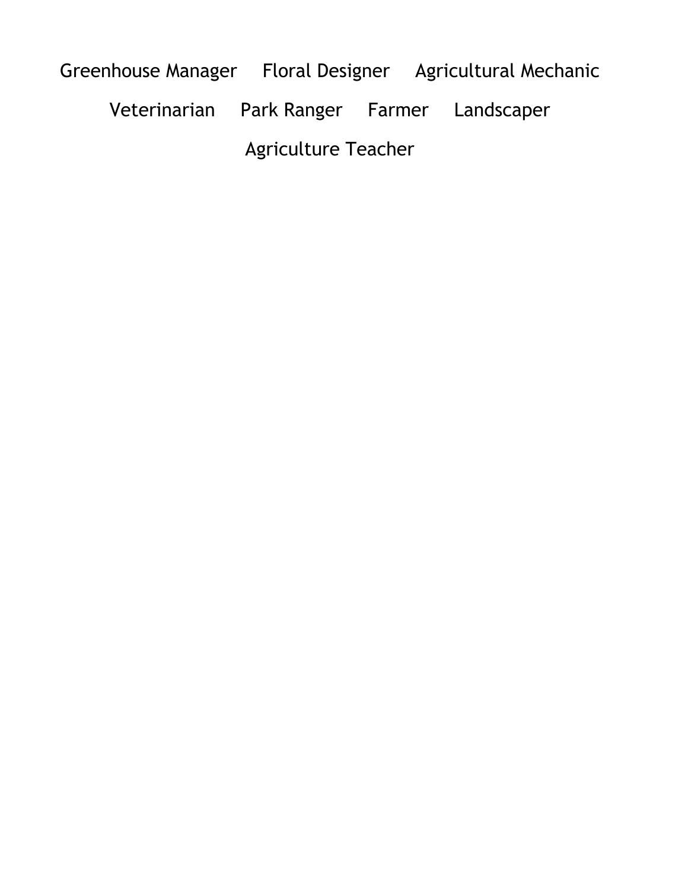Greenhouse Manager     Floral Designer     Agricultural Mechanic

Veterinarian     Park Ranger     Farmer     Landscaper

Agriculture Teacher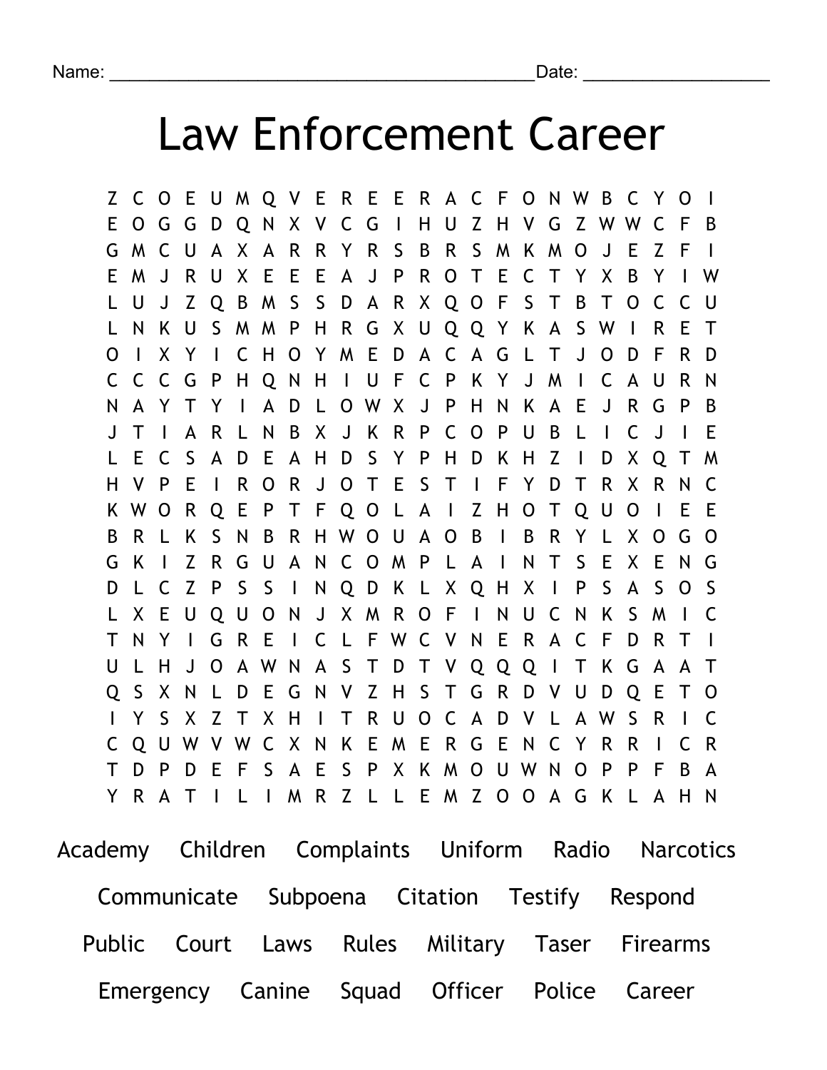Name: ___________________________________________ Date: ___________________

# Law Enforcement Career

```
Z C O E U M Q V E R E E R A C F O N W B C Y O I
E O G G D Q N X V C G I H U Z H V G Z W W C F B
G M C U A X A R R Y R S B R S M K M O J E Z F I
E M J R U X E E E A J P R O T E C T Y X B Y I W
L U J Z Q B M S S D A R X Q O F S T B T O C C U
L N K U S M M P H R G X U Q Q Y K A S W I R E T
O I X Y I C H O Y M E D A C A G L T J O D F R D
C C C G P H Q N H I U F C P K Y J M I C A U R N
N A Y T Y I A D L O W X J P H N K A E J R G P B
J T I A R L N B X J K R P C O P U B L I C J I E
L E C S A D E A H D S Y P H D K H Z I D X Q T M
H V P E I R O R J O T E S T I F Y D T R X R N C
K W O R Q E P T F Q O L A I Z H O T Q U O I E E
B R L K S N B R H W O U A O B I B R Y L X O G O
G K I Z R G U A N C O M P L A I N T S E X E N G
D L C Z P S S I N Q D K L X Q H X I P S A S O S
L X E U Q U O N J X M R O F I N U C N K S M I C
T N Y I G R E I C L F W C V N E R A C F D R T I
U L H J O A W N A S T D T V Q Q Q I T K G A A T
Q S X N L D E G N V Z H S T G R D V U D Q E T O
I Y S X Z T X H I T R U O C A D V L A W S R I C
C Q U W V W C X N K E M E R G E N C Y R R I C R
T D P D E F S A E S P X K M O U W N O P P F B A
Y R A T I L I M R Z L L E M Z O O A G K L A H N
```

Academy Children Complaints Uniform Radio Narcotics

Communicate Subpoena Citation Testify Respond

Public Court Laws Rules Military Taser Firearms

Emergency Canine Squad Officer Police Career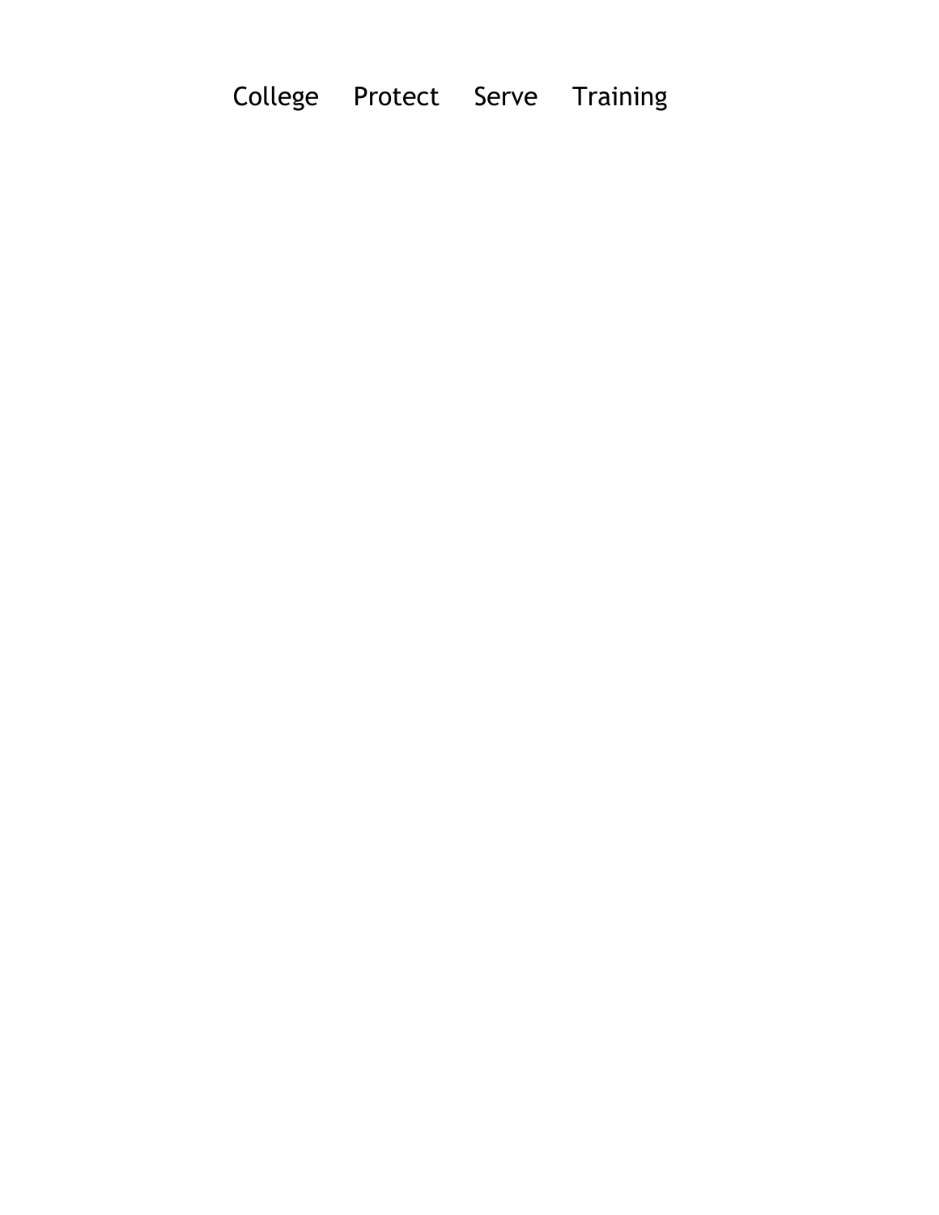College Protect Serve Training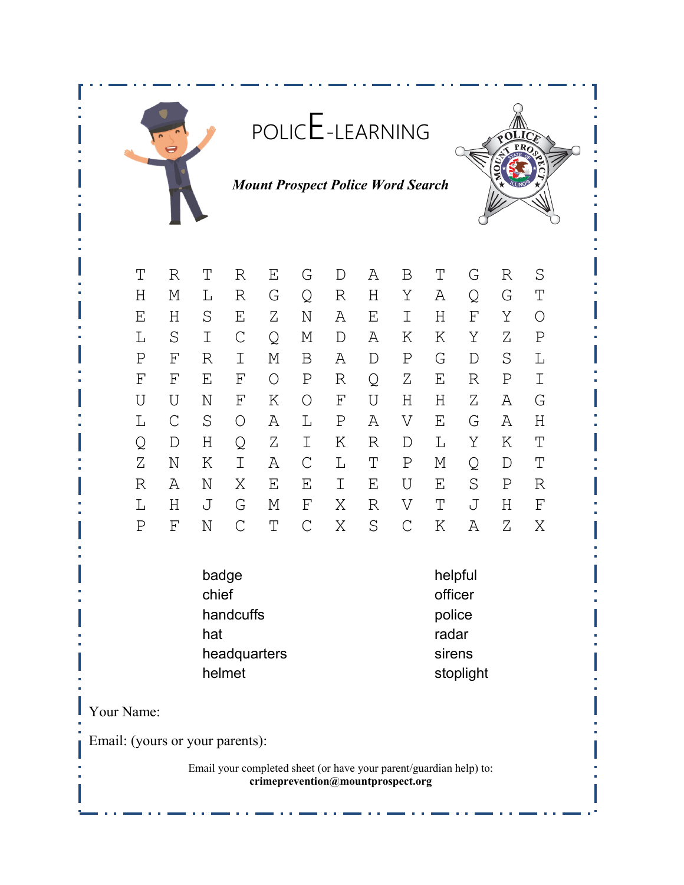# POLICE-LEARNING

***Mount Prospect Police Word Search***

```
T R T R E G D A B T G R S
H M L R G Q R H Y A Q G T
E H S E Z N A E I H F Y O
L S I C Q M D A K K Y Z P
P F R I M B A D P G D S L
F F E F O P R Q Z E R P I
U U N F K O F U H H Z A G
L C S O A L P A V E G A H
Q D H Q Z I K R D L Y K T
Z N K I A C L T P M Q D T
R A N X E E I E U E S P R
L H J G M F X R V T J H F
P F N C T C X S C K A Z X
```

| | |
|---|---|
| badge | helpful |
| chief | officer |
| handcuffs | police |
| hat | radar |
| headquarters | sirens |
| helmet | stoplight |

Your Name:

Email: (yours or your parents):

Email your completed sheet (or have your parent/guardian help) to:
**crimeprevention@mountprospect.org**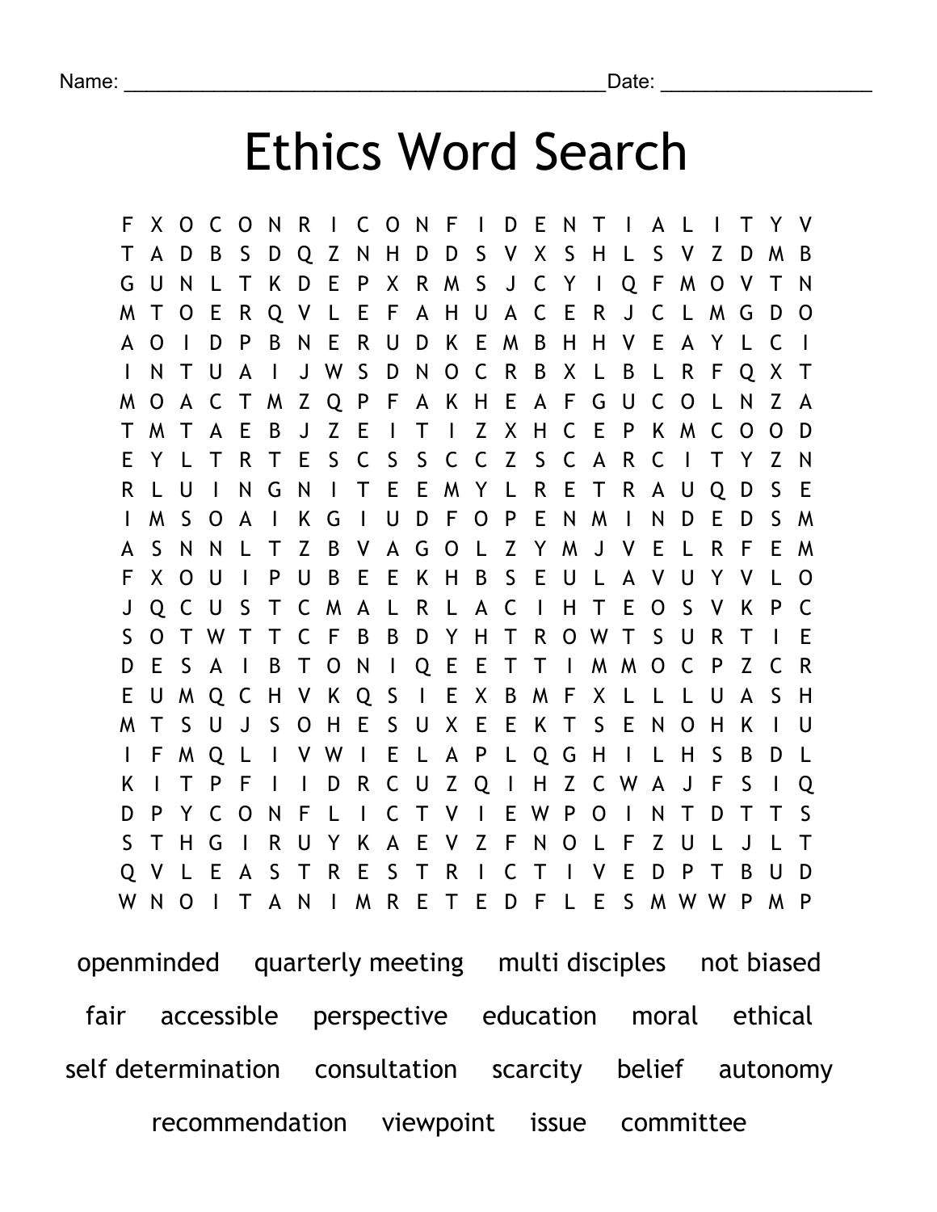Name: ___________________________________________Date: ___________________

# Ethics Word Search

```
F X O C O N R I C O N F I D E N T I A L I T Y V
T A D B S D Q Z N H D D S V X S H L S V Z D M B
G U N L T K D E P X R M S J C Y I Q F M O V T N
M T O E R Q V L E F A H U A C E R J C L M G D O
A O I D P B N E R U D K E M B H H V E A Y L C I
I N T U A I J W S D N O C R B X L B L R F Q X T
M O A C T M Z Q P F A K H E A F G U C O L N Z A
T M T A E B J Z E I T I Z X H C E P K M C O O D
E Y L T R T E S C S S C C Z S C A R C I T Y Z N
R L U I N G N I T E E M Y L R E T R A U Q D S E
I M S O A I K G I U D F O P E N M I N D E D S M
A S N N L T Z B V A G O L Z Y M J V E L R F E M
F X O U I P U B E E K H B S E U L A V U Y V L O
J Q C U S T C M A L R L A C I H T E O S V K P C
S O T W T T C F B B D Y H T R O W T S U R T I E
D E S A I B T O N I Q E E T T I M M O C P Z C R
E U M Q C H V K Q S I E X B M F X L L L U A S H
M T S U J S O H E S U X E E K T S E N O H K I U
I F M Q L I V W I E L A P L Q G H I L H S B D L
K I T P F I I D R C U Z Q I H Z C W A J F S I Q
D P Y C O N F L I C T V I E W P O I N T D T T S
S T H G I R U Y K A E V Z F N O L F Z U L J L T
Q V L E A S T R E S T R I C T I V E D P T B U D
W N O I T A N I M R E T E D F L E S M W W P M P
```

openminded quarterly meeting multi disciples not biased

fair accessible perspective education moral ethical

self determination consultation scarcity belief autonomy

recommendation viewpoint issue committee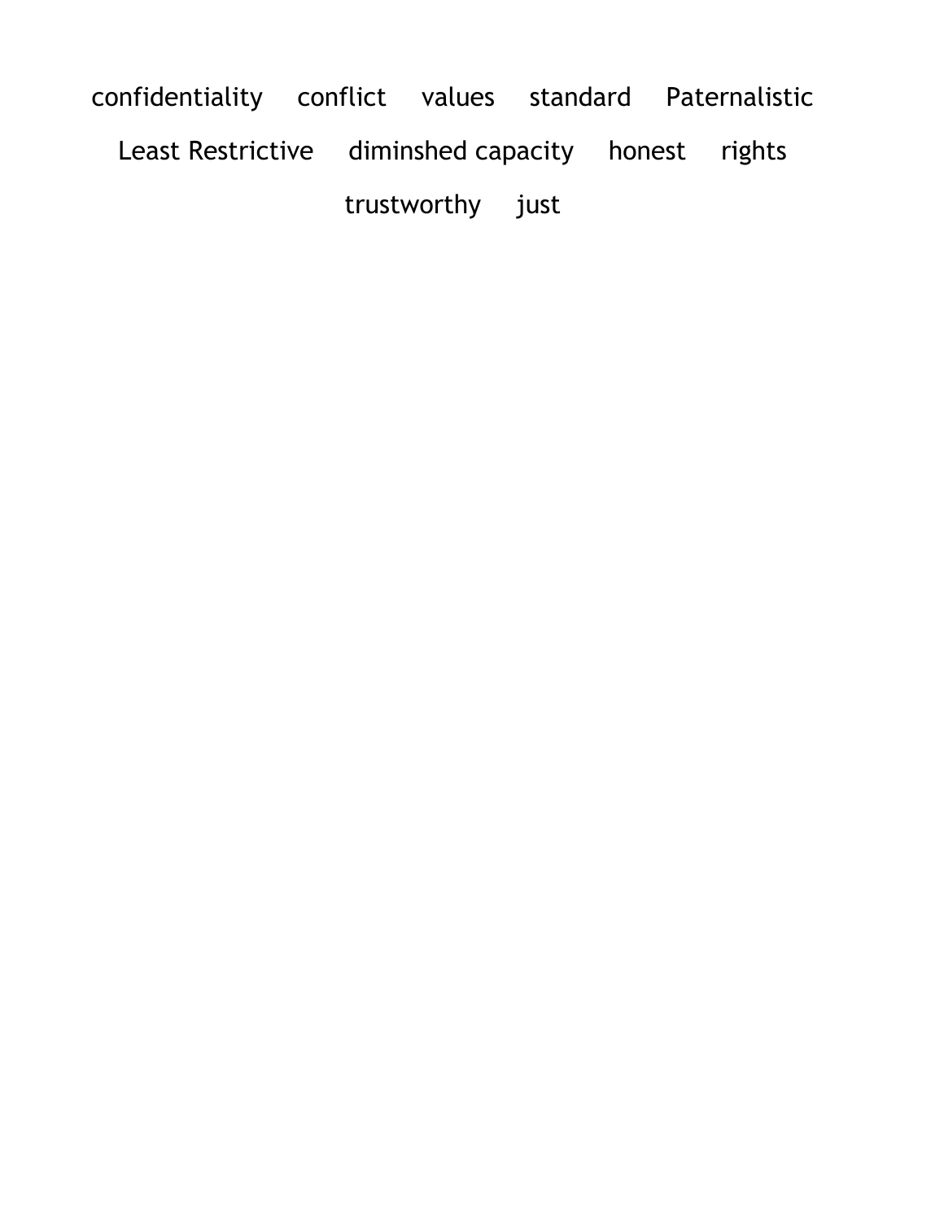confidentiality conflict values standard Paternalistic

Least Restrictive diminshed capacity honest rights

trustworthy just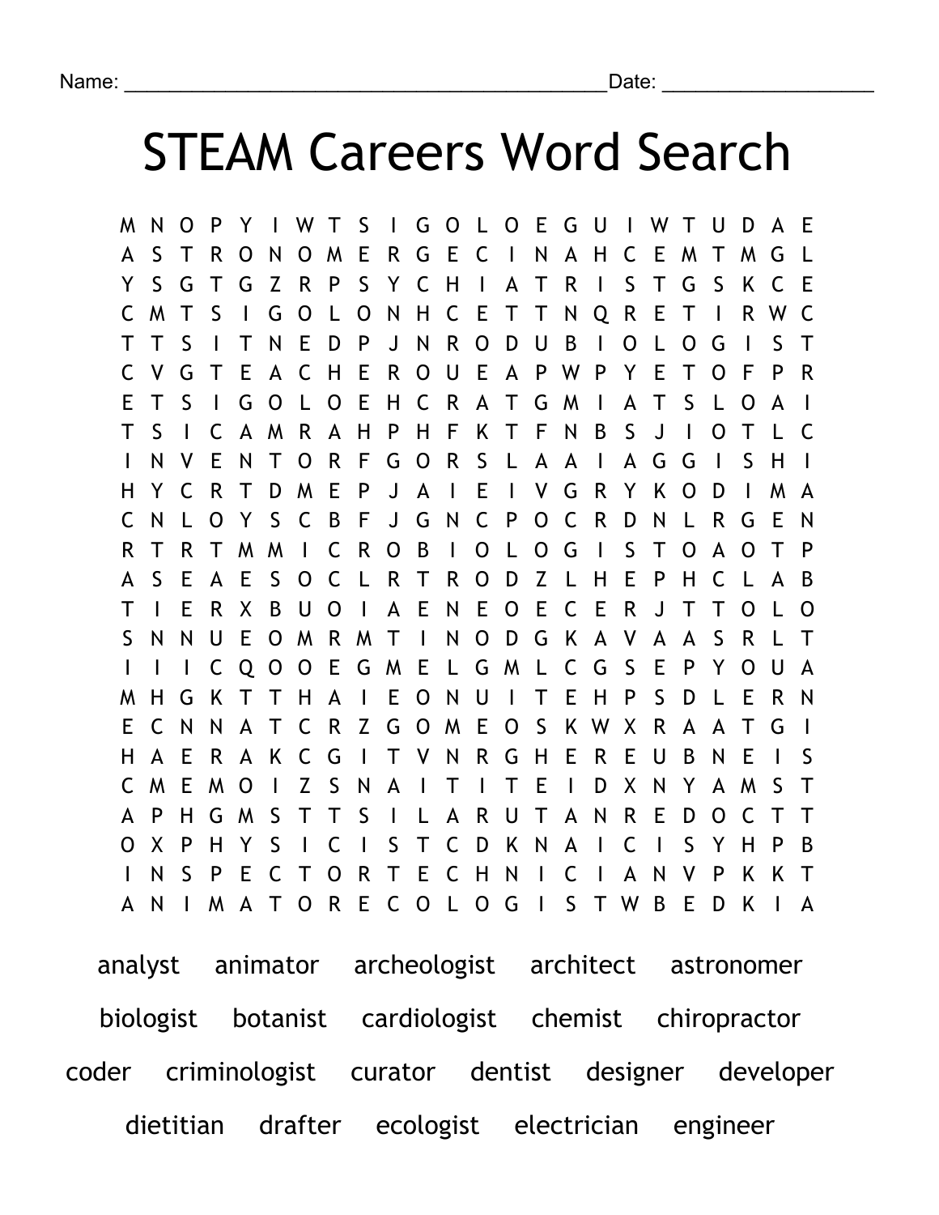Name: ___________________________________________Date: ___________________

# STEAM Careers Word Search

```
M N O P Y I W T S I G O L O E G U I W T U D A E
A S T R O N O M E R G E C I N A H C E M T M G L
Y S G T G Z R P S Y C H I A T R I S T G S K C E
C M T S I G O L O N H C E T T N Q R E T I R W C
T T S I T N E D P J N R O D U B I O L O G I S T
C V G T E A C H E R O U E A P W P Y E T O F P R
E T S I G O L O E H C R A T G M I A T S L O A I
T S I C A M R A H P H F K T F N B S J I O T L C
I N V E N T O R F G O R S L A A I A G G I S H I
H Y C R T D M E P J A I E I V G R Y K O D I M A
C N L O Y S C B F J G N C P O C R D N L R G E N
R T R T M M I C R O B I O L O G I S T O A O T P
A S E A E S O C L R T R O D Z L H E P H C L A B
T I E R X B U O I A E N E O E C E R J T T O L O
S N N U E O M R M T I N O D G K A V A A S R L T
I I I C Q O O E G M E L G M L C G S E P Y O U A
M H G K T T H A I E O N U I T E H P S D L E R N
E C N N A T C R Z G O M E O S K W X R A A T G I
H A E R A K C G I T V N R G H E R E U B N E I S
C M E M O I Z S N A I T I T E I D X N Y A M S T
A P H G M S T T S I L A R U T A N R E D O C T T
O X P H Y S I C I S T C D K N A I C I S Y H P B
I N S P E C T O R T E C H N I C I A N V P K K T
A N I M A T O R E C O L O G I S T W B E D K I A
```

analyst animator archeologist architect astronomer

biologist botanist cardiologist chemist chiropractor

coder criminologist curator dentist designer developer

dietitian drafter ecologist electrician engineer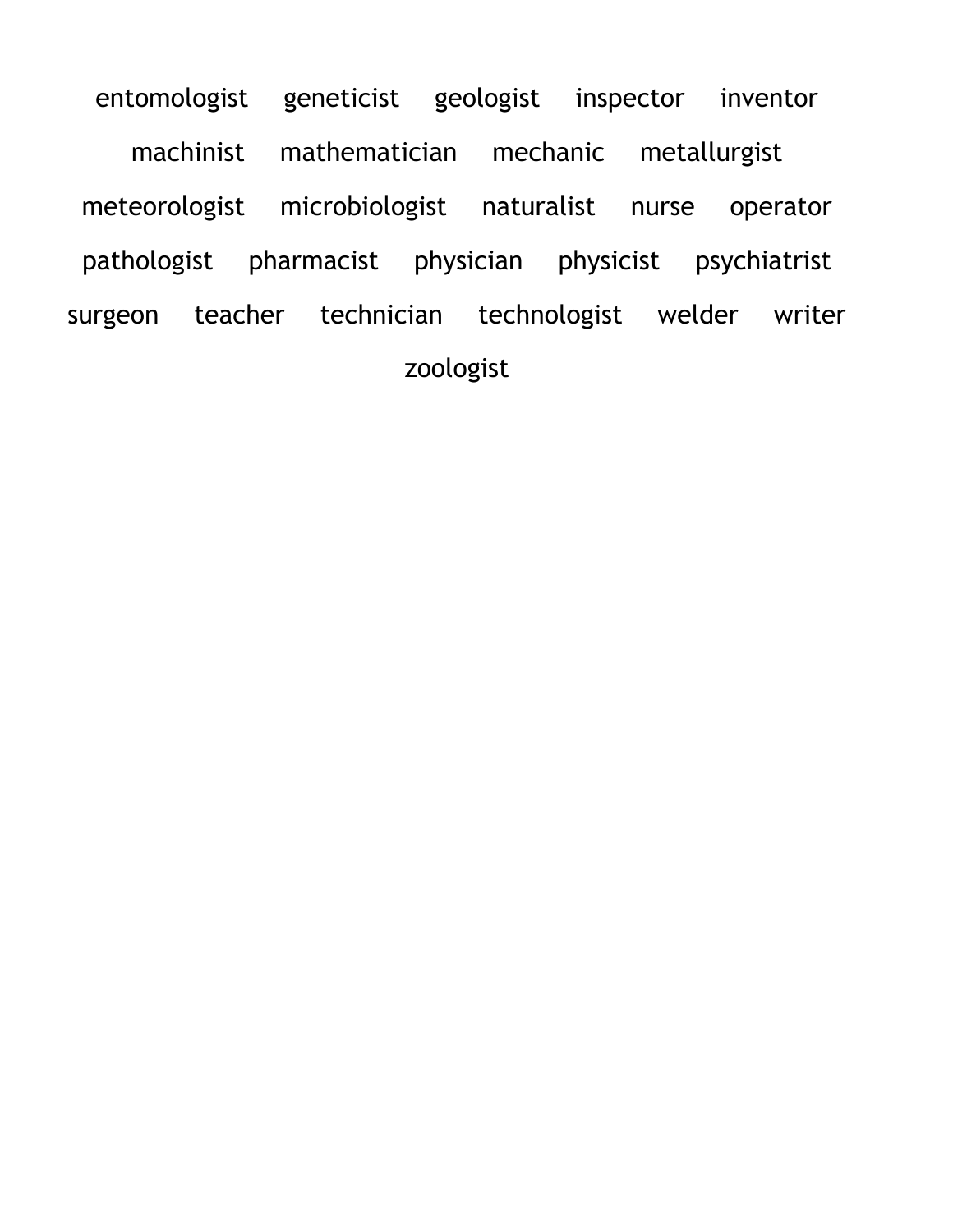entomologist geneticist geologist inspector inventor

machinist mathematician mechanic metallurgist

meteorologist microbiologist naturalist nurse operator

pathologist pharmacist physician physicist psychiatrist

surgeon teacher technician technologist welder writer

zoologist